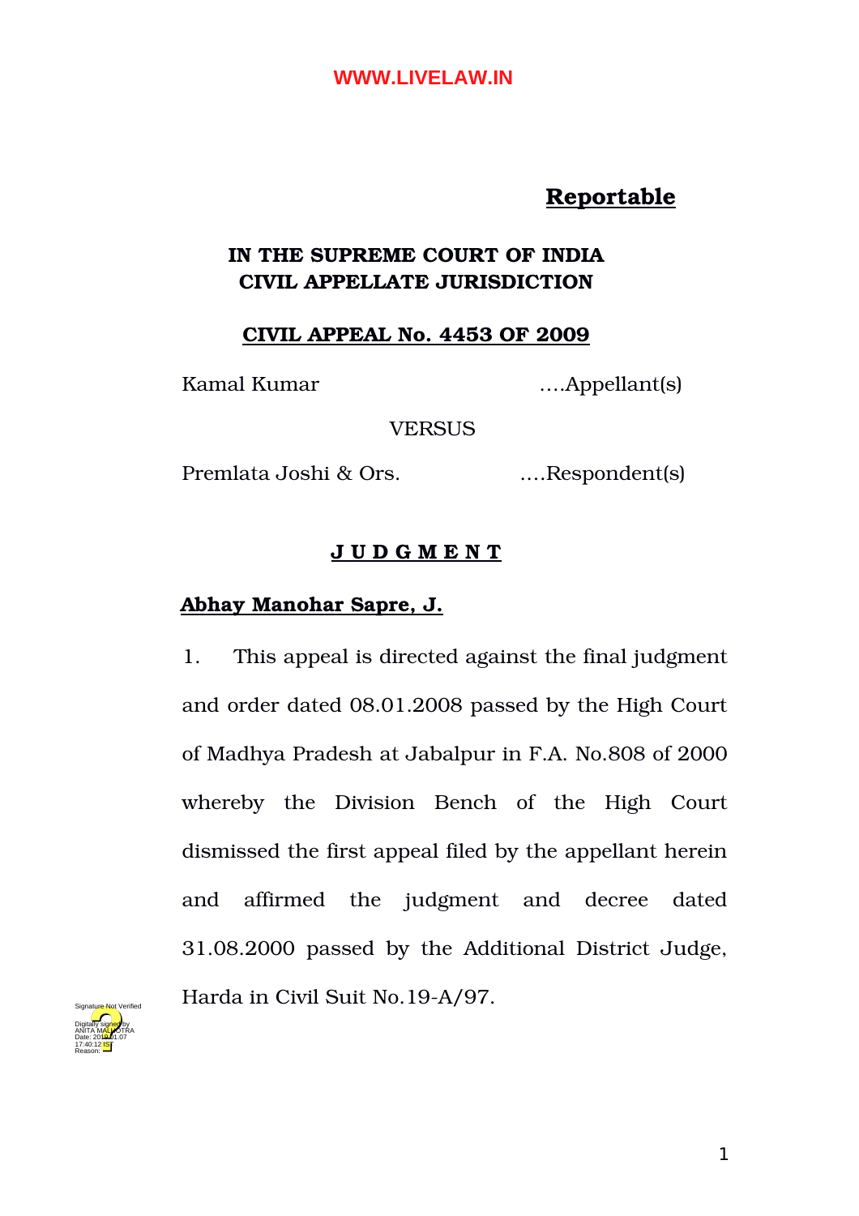**Reportable**

**IN THE SUPREME COURT OF INDIA**
**CIVIL APPELLATE JURISDICTION**

**CIVIL APPEAL No. 4453 OF 2009**

Kamal Kumar ….Appellant(s)

VERSUS

Premlata Joshi & Ors. ….Respondent(s)

**J U D G M E N T**

**Abhay Manohar Sapre, J.**

1. This appeal is directed against the final judgment and order dated 08.01.2008 passed by the High Court of Madhya Pradesh at Jabalpur in F.A. No.808 of 2000 whereby the Division Bench of the High Court dismissed the first appeal filed by the appellant herein and affirmed the judgment and decree dated 31.08.2000 passed by the Additional District Judge, Harda in Civil Suit No.19-A/97.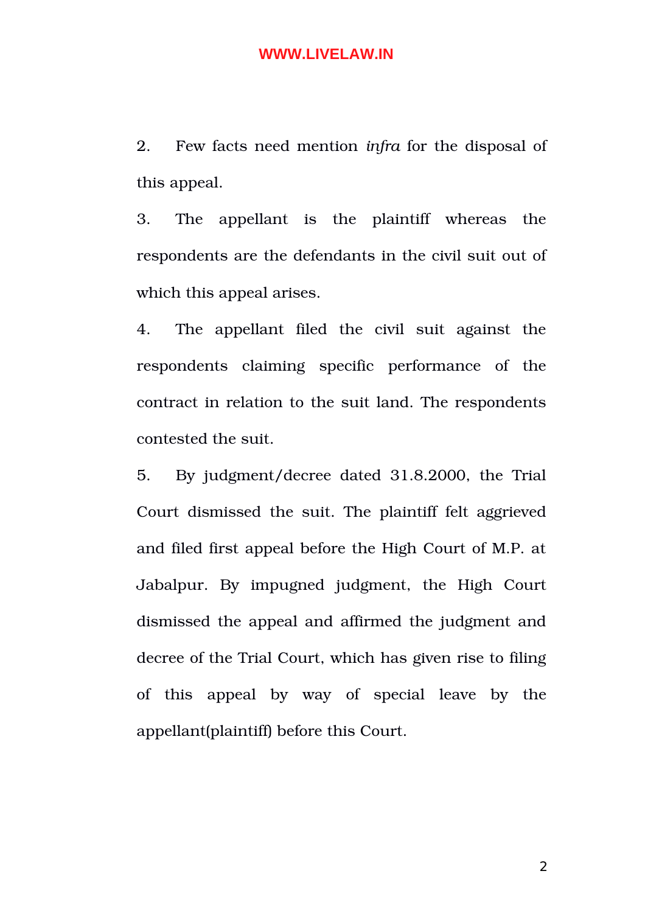2. Few facts need mention *infra* for the disposal of this appeal.

3. The appellant is the plaintiff whereas the respondents are the defendants in the civil suit out of which this appeal arises.

4. The appellant filed the civil suit against the respondents claiming specific performance of the contract in relation to the suit land. The respondents contested the suit.

5. By judgment/decree dated 31.8.2000, the Trial Court dismissed the suit. The plaintiff felt aggrieved and filed first appeal before the High Court of M.P. at Jabalpur. By impugned judgment, the High Court dismissed the appeal and affirmed the judgment and decree of the Trial Court, which has given rise to filing of this appeal by way of special leave by the appellant(plaintiff) before this Court.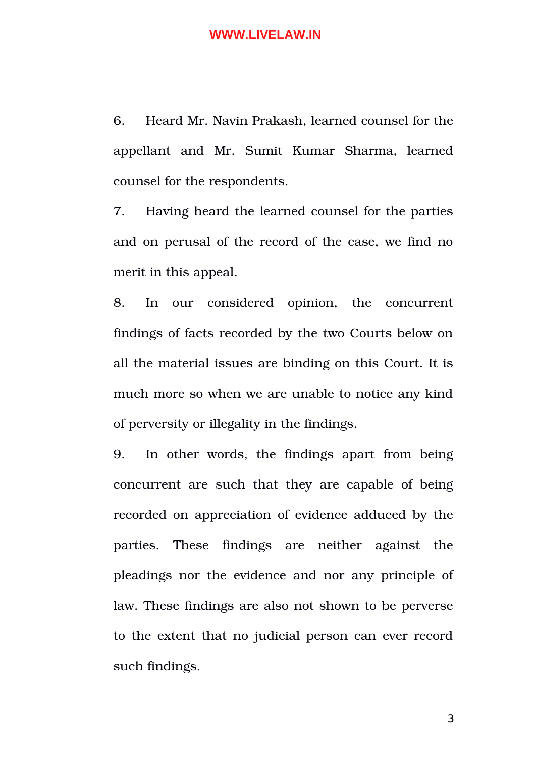6. Heard Mr. Navin Prakash, learned counsel for the appellant and Mr. Sumit Kumar Sharma, learned counsel for the respondents.

7. Having heard the learned counsel for the parties and on perusal of the record of the case, we find no merit in this appeal.

8. In our considered opinion, the concurrent findings of facts recorded by the two Courts below on all the material issues are binding on this Court. It is much more so when we are unable to notice any kind of perversity or illegality in the findings.

9. In other words, the findings apart from being concurrent are such that they are capable of being recorded on appreciation of evidence adduced by the parties. These findings are neither against the pleadings nor the evidence and nor any principle of law. These findings are also not shown to be perverse to the extent that no judicial person can ever record such findings.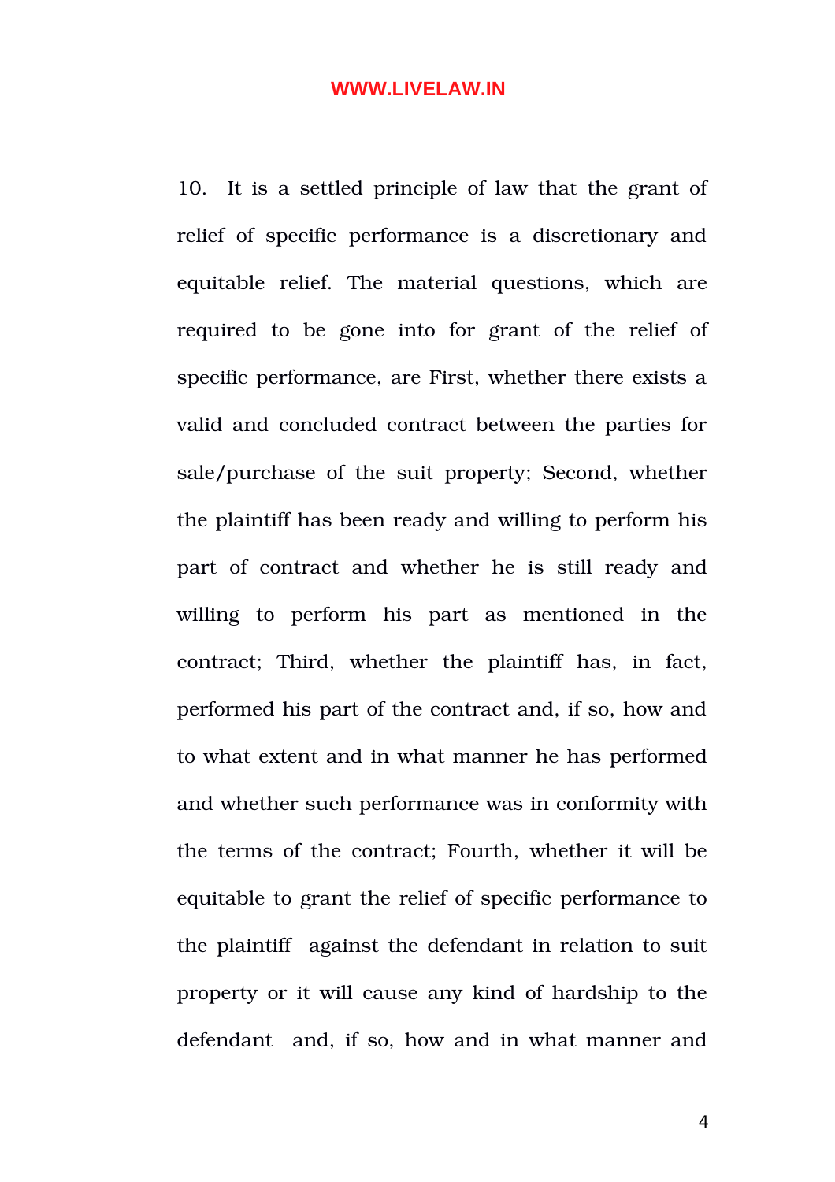10. It is a settled principle of law that the grant of relief of specific performance is a discretionary and equitable relief. The material questions, which are required to be gone into for grant of the relief of specific performance, are First, whether there exists a valid and concluded contract between the parties for sale/purchase of the suit property; Second, whether the plaintiff has been ready and willing to perform his part of contract and whether he is still ready and willing to perform his part as mentioned in the contract; Third, whether the plaintiff has, in fact, performed his part of the contract and, if so, how and to what extent and in what manner he has performed and whether such performance was in conformity with the terms of the contract; Fourth, whether it will be equitable to grant the relief of specific performance to the plaintiff against the defendant in relation to suit property or it will cause any kind of hardship to the defendant and, if so, how and in what manner and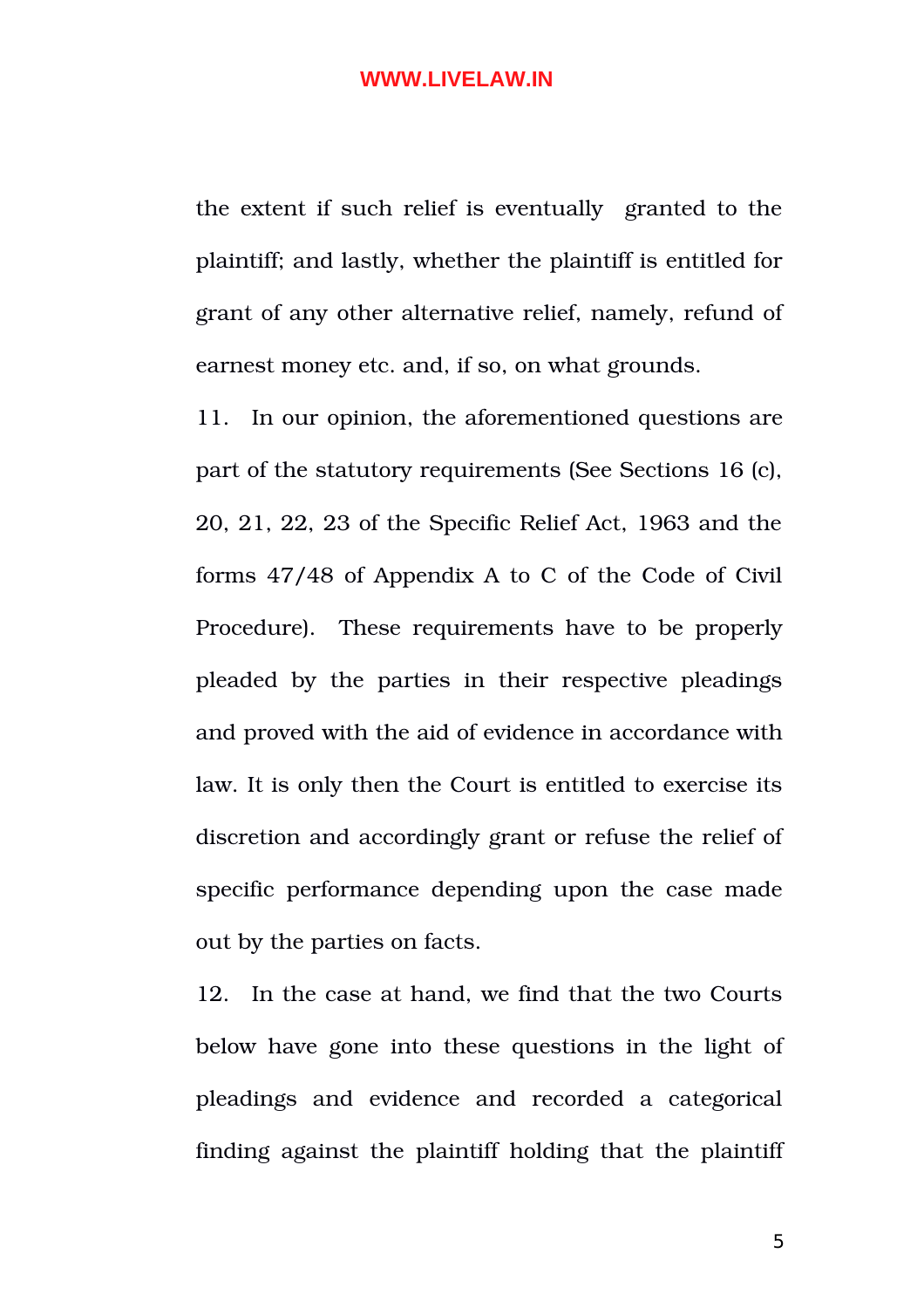the extent if such relief is eventually granted to the plaintiff; and lastly, whether the plaintiff is entitled for grant of any other alternative relief, namely, refund of earnest money etc. and, if so, on what grounds.

11. In our opinion, the aforementioned questions are part of the statutory requirements (See Sections 16 (c), 20, 21, 22, 23 of the Specific Relief Act, 1963 and the forms 47/48 of Appendix A to C of the Code of Civil Procedure). These requirements have to be properly pleaded by the parties in their respective pleadings and proved with the aid of evidence in accordance with law. It is only then the Court is entitled to exercise its discretion and accordingly grant or refuse the relief of specific performance depending upon the case made out by the parties on facts.

12. In the case at hand, we find that the two Courts below have gone into these questions in the light of pleadings and evidence and recorded a categorical finding against the plaintiff holding that the plaintiff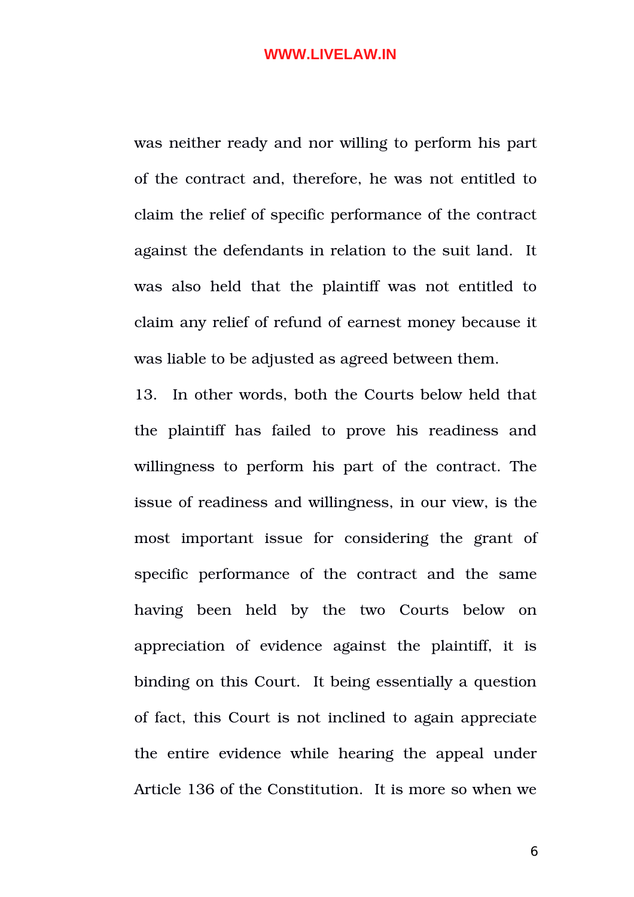was neither ready and nor willing to perform his part of the contract and, therefore, he was not entitled to claim the relief of specific performance of the contract against the defendants in relation to the suit land. It was also held that the plaintiff was not entitled to claim any relief of refund of earnest money because it was liable to be adjusted as agreed between them.

13. In other words, both the Courts below held that the plaintiff has failed to prove his readiness and willingness to perform his part of the contract. The issue of readiness and willingness, in our view, is the most important issue for considering the grant of specific performance of the contract and the same having been held by the two Courts below on appreciation of evidence against the plaintiff, it is binding on this Court. It being essentially a question of fact, this Court is not inclined to again appreciate the entire evidence while hearing the appeal under Article 136 of the Constitution. It is more so when we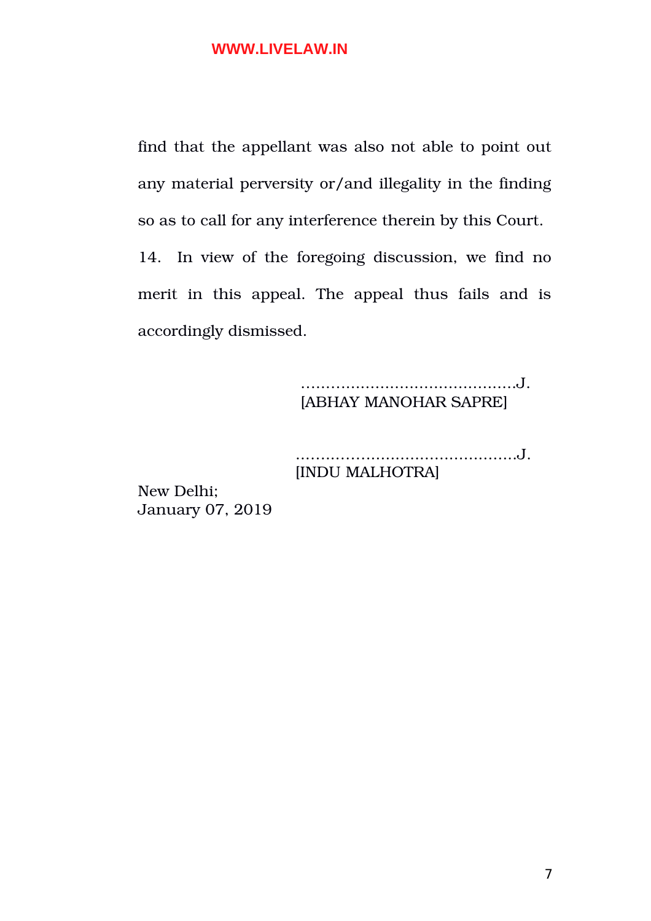find that the appellant was also not able to point out any material perversity or/and illegality in the finding so as to call for any interference therein by this Court.

14. In view of the foregoing discussion, we find no merit in this appeal. The appeal thus fails and is accordingly dismissed.

………..................................J.
[ABHAY MANOHAR SAPRE]

………...................................J.
[INDU MALHOTRA]

New Delhi;
January 07, 2019